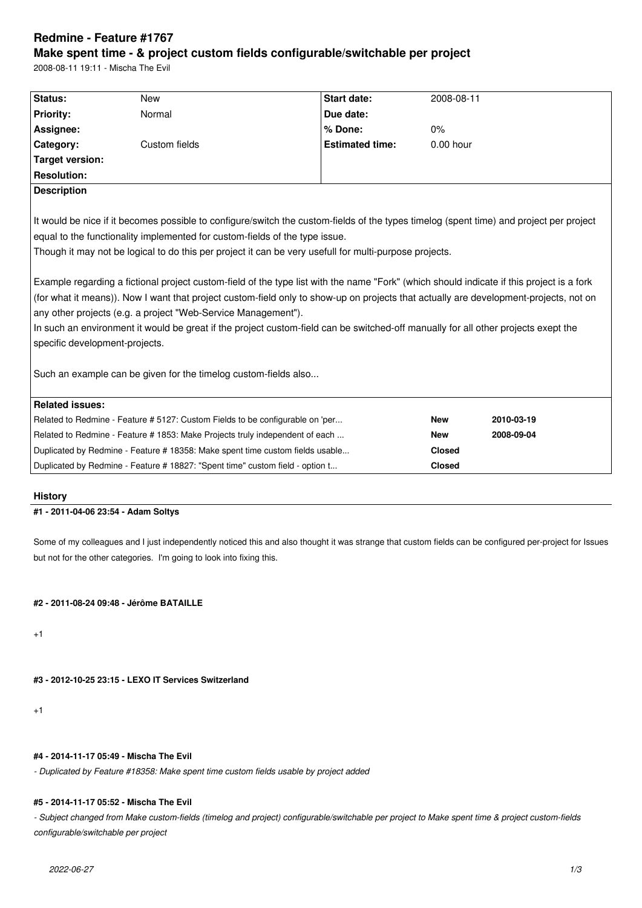# Redmine - Feature #1767

## Make spent time - & project custom fields configurable/switchable per project

2008-08-11 19:11 - Mischa The Evil

| | | | |
|---|---|---|---|
| **Status:** | New | **Start date:** | 2008-08-11 |
| **Priority:** | Normal | **Due date:** | |
| **Assignee:** | | **% Done:** | 0% |
| **Category:** | Custom fields | **Estimated time:** | 0.00 hour |
| **Target version:** | | | |
| **Resolution:** | | | |

**Description**

It would be nice if it becomes possible to configure/switch the custom-fields of the types timelog (spent time) and project per project equal to the functionality implemented for custom-fields of the type issue.
Though it may not be logical to do this per project it can be very usefull for multi-purpose projects.

Example regarding a fictional project custom-field of the type list with the name "Fork" (which should indicate if this project is a fork (for what it means)). Now I want that project custom-field only to show-up on projects that actually are development-projects, not on any other projects (e.g. a project "Web-Service Management").
In such an environment it would be great if the project custom-field can be switched-off manually for all other projects exept the specific development-projects.

Such an example can be given for the timelog custom-fields also...

**Related issues:**

| | | |
|---|---|---|
| Related to Redmine - Feature # 5127: Custom Fields to be configurable on 'per... | **New** | **2010-03-19** |
| Related to Redmine - Feature # 1853: Make Projects truly independent of each ... | **New** | **2008-09-04** |
| Duplicated by Redmine - Feature # 18358: Make spent time custom fields usable... | **Closed** | |
| Duplicated by Redmine - Feature # 18827: "Spent time" custom field - option t... | **Closed** | |

### History

#### #1 - 2011-04-06 23:54 - Adam Soltys

Some of my colleagues and I just independently noticed this and also thought it was strange that custom fields can be configured per-project for Issues but not for the other categories. I'm going to look into fixing this.

#### #2 - 2011-08-24 09:48 - Jérôme BATAILLE

+1

#### #3 - 2012-10-25 23:15 - LEXO IT Services Switzerland

+1

#### #4 - 2014-11-17 05:49 - Mischa The Evil

*- Duplicated by Feature #18358: Make spent time custom fields usable by project added*

#### #5 - 2014-11-17 05:52 - Mischa The Evil

*- Subject changed from Make custom-fields (timelog and project) configurable/switchable per project to Make spent time & project custom-fields configurable/switchable per project*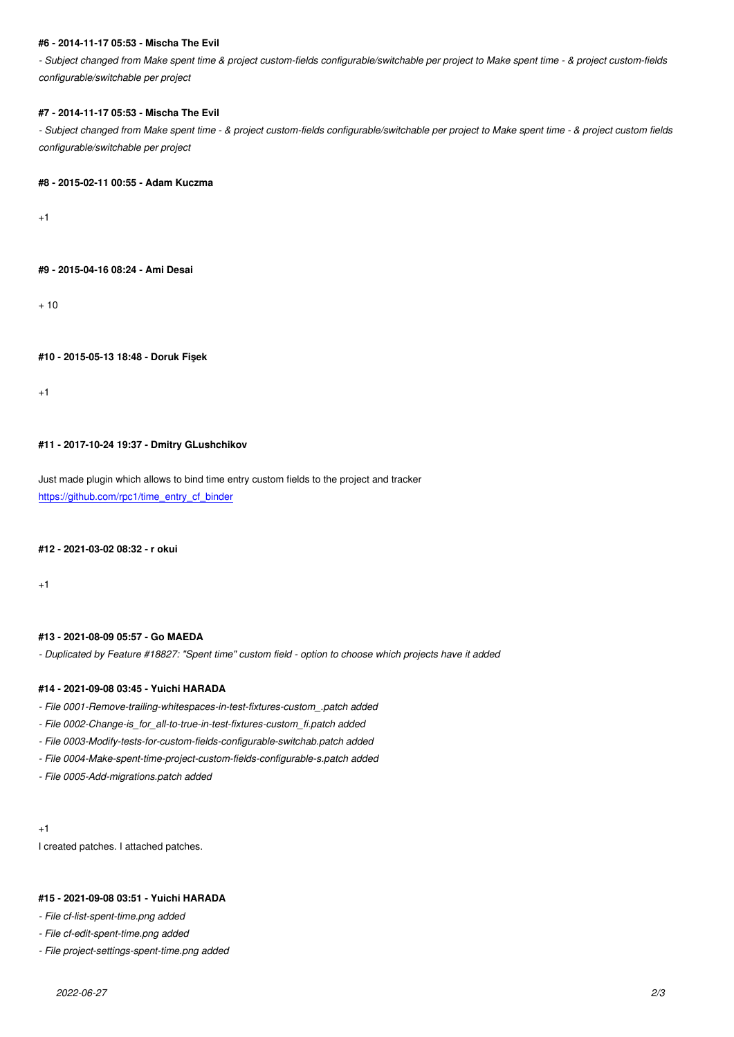#### #6 - 2014-11-17 05:53 - Mischa The Evil

*- Subject changed from Make spent time & project custom-fields configurable/switchable per project to Make spent time - & project custom-fields configurable/switchable per project*

#### #7 - 2014-11-17 05:53 - Mischa The Evil

*- Subject changed from Make spent time - & project custom-fields configurable/switchable per project to Make spent time - & project custom fields configurable/switchable per project*

#### #8 - 2015-02-11 00:55 - Adam Kuczma

+1

#### #9 - 2015-04-16 08:24 - Ami Desai

+ 10

#### #10 - 2015-05-13 18:48 - Doruk Fişek

+1

#### #11 - 2017-10-24 19:37 - Dmitry GLushchikov

Just made plugin which allows to bind time entry custom fields to the project and tracker
[https://github.com/rpc1/time_entry_cf_binder](https://github.com/rpc1/time_entry_cf_binder)

#### #12 - 2021-03-02 08:32 - r okui

+1

#### #13 - 2021-08-09 05:57 - Go MAEDA

*- Duplicated by Feature #18827: "Spent time" custom field - option to choose which projects have it added*

#### #14 - 2021-09-08 03:45 - Yuichi HARADA

*- File 0001-Remove-trailing-whitespaces-in-test-fixtures-custom_.patch added*
*- File 0002-Change-is_for_all-to-true-in-test-fixtures-custom_fi.patch added*
*- File 0003-Modify-tests-for-custom-fields-configurable-switchab.patch added*
*- File 0004-Make-spent-time-project-custom-fields-configurable-s.patch added*
*- File 0005-Add-migrations.patch added*

+1
I created patches. I attached patches.

#### #15 - 2021-09-08 03:51 - Yuichi HARADA

*- File cf-list-spent-time.png added*
*- File cf-edit-spent-time.png added*
*- File project-settings-spent-time.png added*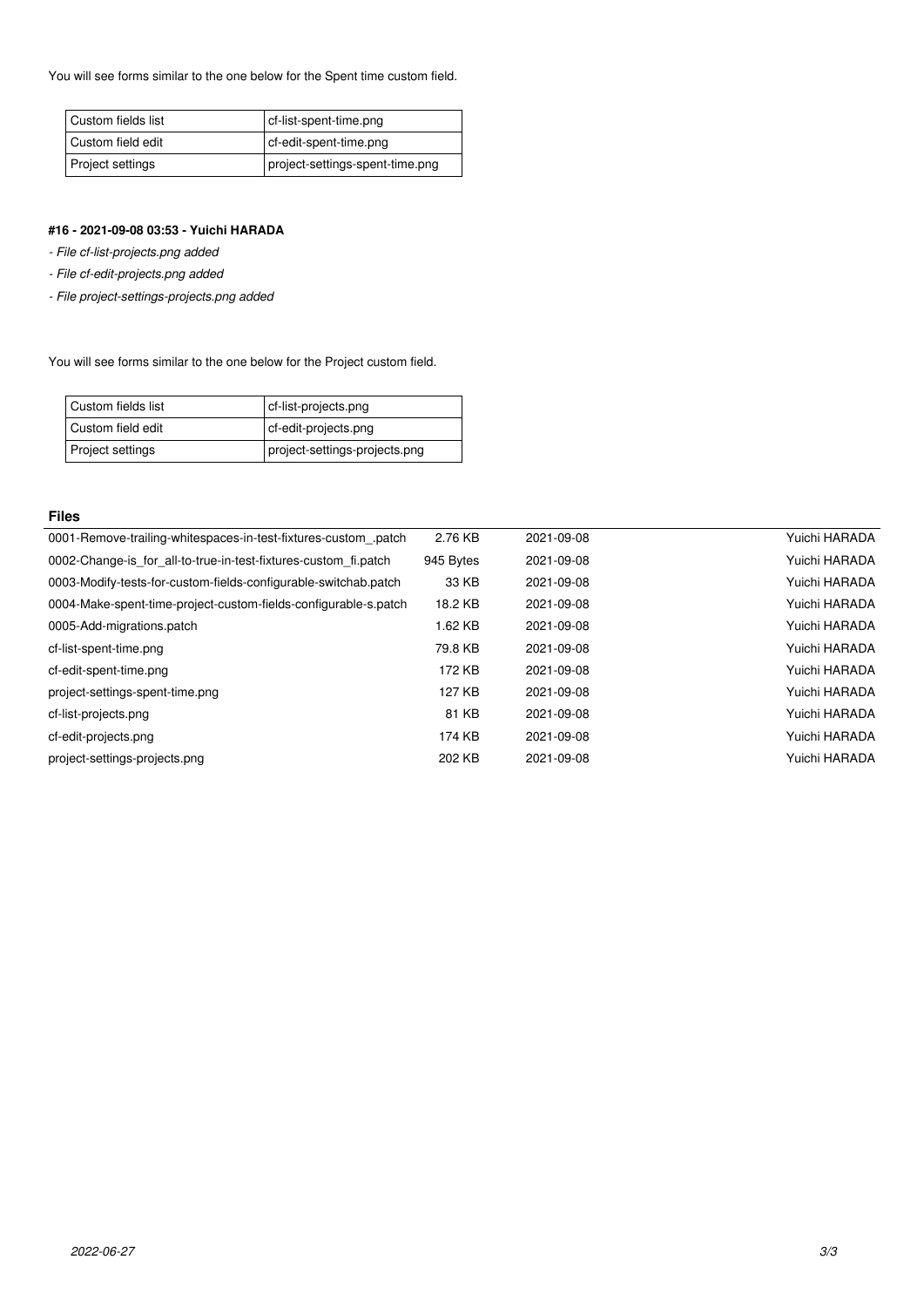You will see forms similar to the one below for the Spent time custom field.

| | |
|---|---|
| Custom fields list | cf-list-spent-time.png |
| Custom field edit | cf-edit-spent-time.png |
| Project settings | project-settings-spent-time.png |

#### #16 - 2021-09-08 03:53 - Yuichi HARADA

- *File cf-list-projects.png added*
- *File cf-edit-projects.png added*
- *File project-settings-projects.png added*

You will see forms similar to the one below for the Project custom field.

| | |
|---|---|
| Custom fields list | cf-list-projects.png |
| Custom field edit | cf-edit-projects.png |
| Project settings | project-settings-projects.png |

### Files

| | | | |
|---|---|---|---|
| 0001-Remove-trailing-whitespaces-in-test-fixtures-custom_.patch | 2.76 KB | 2021-09-08 | Yuichi HARADA |
| 0002-Change-is_for_all-to-true-in-test-fixtures-custom_fi.patch | 945 Bytes | 2021-09-08 | Yuichi HARADA |
| 0003-Modify-tests-for-custom-fields-configurable-switchab.patch | 33 KB | 2021-09-08 | Yuichi HARADA |
| 0004-Make-spent-time-project-custom-fields-configurable-s.patch | 18.2 KB | 2021-09-08 | Yuichi HARADA |
| 0005-Add-migrations.patch | 1.62 KB | 2021-09-08 | Yuichi HARADA |
| cf-list-spent-time.png | 79.8 KB | 2021-09-08 | Yuichi HARADA |
| cf-edit-spent-time.png | 172 KB | 2021-09-08 | Yuichi HARADA |
| project-settings-spent-time.png | 127 KB | 2021-09-08 | Yuichi HARADA |
| cf-list-projects.png | 81 KB | 2021-09-08 | Yuichi HARADA |
| cf-edit-projects.png | 174 KB | 2021-09-08 | Yuichi HARADA |
| project-settings-projects.png | 202 KB | 2021-09-08 | Yuichi HARADA |